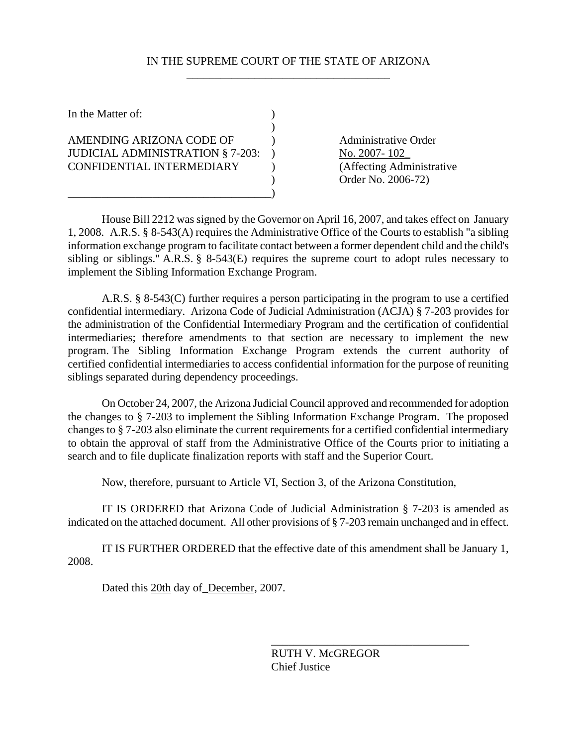IN THE SUPREME COURT OF THE STATE OF ARIZONA

| In the Matter of: | |
|---|---|
| AMENDING ARIZONA CODE OF JUDICIAL ADMINISTRATION § 7-203: CONFIDENTIAL INTERMEDIARY | Administrative Order No. 2007- 102 (Affecting Administrative Order No. 2006-72) |

House Bill 2212 was signed by the Governor on April 16, 2007, and takes effect on January 1, 2008. A.R.S. § 8-543(A) requires the Administrative Office of the Courts to establish "a sibling information exchange program to facilitate contact between a former dependent child and the child's sibling or siblings." A.R.S. § 8-543(E) requires the supreme court to adopt rules necessary to implement the Sibling Information Exchange Program.

A.R.S. § 8-543(C) further requires a person participating in the program to use a certified confidential intermediary. Arizona Code of Judicial Administration (ACJA) § 7-203 provides for the administration of the Confidential Intermediary Program and the certification of confidential intermediaries; therefore amendments to that section are necessary to implement the new program. The Sibling Information Exchange Program extends the current authority of certified confidential intermediaries to access confidential information for the purpose of reuniting siblings separated during dependency proceedings.

On October 24, 2007, the Arizona Judicial Council approved and recommended for adoption the changes to § 7-203 to implement the Sibling Information Exchange Program. The proposed changes to § 7-203 also eliminate the current requirements for a certified confidential intermediary to obtain the approval of staff from the Administrative Office of the Courts prior to initiating a search and to file duplicate finalization reports with staff and the Superior Court.

Now, therefore, pursuant to Article VI, Section 3, of the Arizona Constitution,

IT IS ORDERED that Arizona Code of Judicial Administration § 7-203 is amended as indicated on the attached document. All other provisions of § 7-203 remain unchanged and in effect.

IT IS FURTHER ORDERED that the effective date of this amendment shall be January 1, 2008.

Dated this 20th day of December, 2007.

RUTH V. McGREGOR
Chief Justice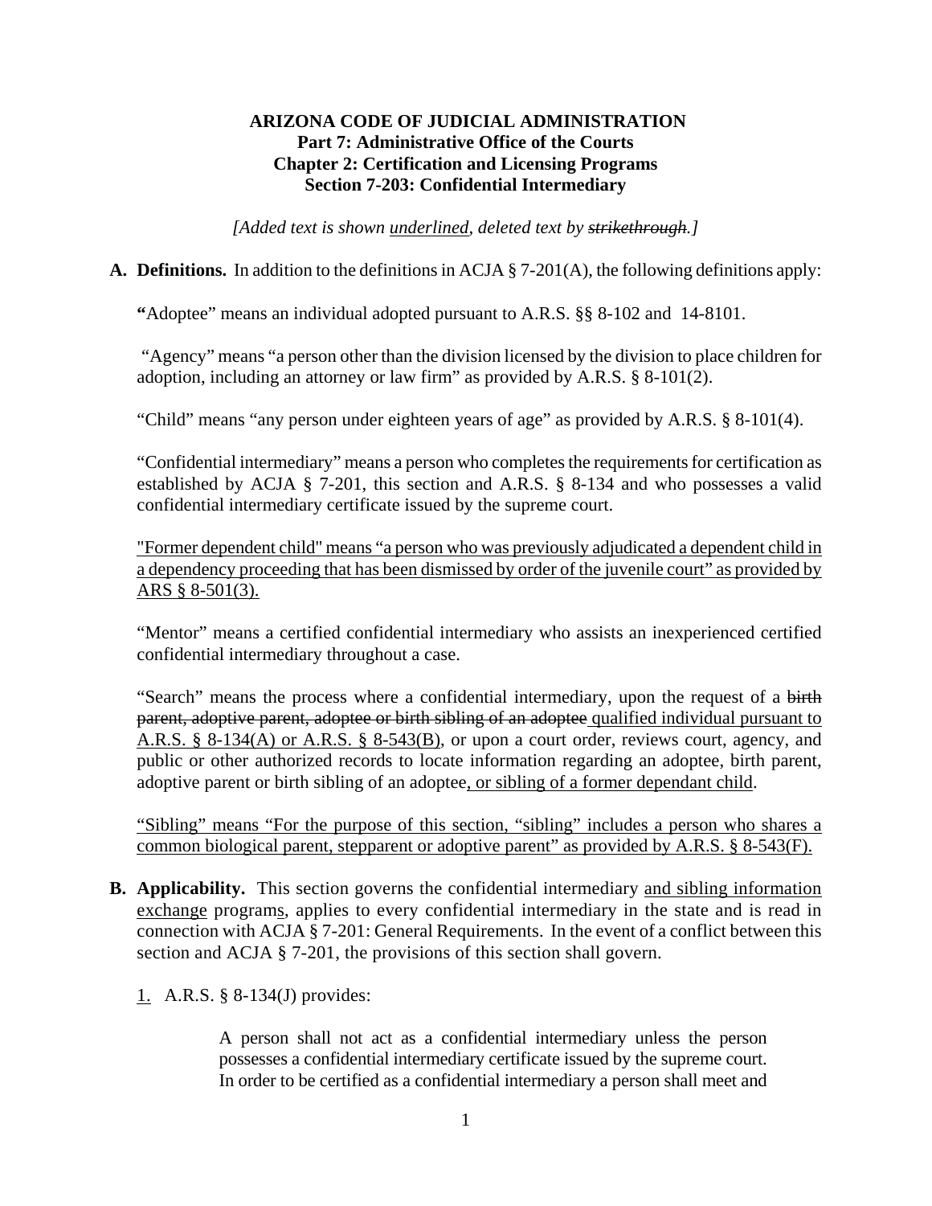**ARIZONA CODE OF JUDICIAL ADMINISTRATION**
**Part 7: Administrative Office of the Courts**
**Chapter 2: Certification and Licensing Programs**
**Section 7-203: Confidential Intermediary**

*[Added text is shown <u>underlined</u>, deleted text by ~~strikethrough~~.]*

**A. Definitions.** In addition to the definitions in ACJA § 7-201(A), the following definitions apply:

"Adoptee" means an individual adopted pursuant to A.R.S. §§ 8-102 and 14-8101.

"Agency" means "a person other than the division licensed by the division to place children for adoption, including an attorney or law firm" as provided by A.R.S. § 8-101(2).

"Child" means "any person under eighteen years of age" as provided by A.R.S. § 8-101(4).

"Confidential intermediary" means a person who completes the requirements for certification as established by ACJA § 7-201, this section and A.R.S. § 8-134 and who possesses a valid confidential intermediary certificate issued by the supreme court.

<u>"Former dependent child" means "a person who was previously adjudicated a dependent child in a dependency proceeding that has been dismissed by order of the juvenile court" as provided by ARS § 8-501(3).</u>

"Mentor" means a certified confidential intermediary who assists an inexperienced certified confidential intermediary throughout a case.

"Search" means the process where a confidential intermediary, upon the request of a ~~birth parent, adoptive parent, adoptee or birth sibling of an adoptee~~ <u>qualified individual pursuant to A.R.S. § 8-134(A) or A.R.S. § 8-543(B)</u>, or upon a court order, reviews court, agency, and public or other authorized records to locate information regarding an adoptee, birth parent, adoptive parent or birth sibling of an adoptee<u>, or sibling of a former dependant child</u>.

<u>"Sibling" means "For the purpose of this section, "sibling" includes a person who shares a common biological parent, stepparent or adoptive parent" as provided by A.R.S. § 8-543(F).</u>

**B. Applicability.** This section governs the confidential intermediary <u>and sibling information exchange</u> program<u>s</u>, applies to every confidential intermediary in the state and is read in connection with ACJA § 7-201: General Requirements. In the event of a conflict between this section and ACJA § 7-201, the provisions of this section shall govern.

<u>1.</u> A.R.S. § 8-134(J) provides:

> A person shall not act as a confidential intermediary unless the person possesses a confidential intermediary certificate issued by the supreme court. In order to be certified as a confidential intermediary a person shall meet and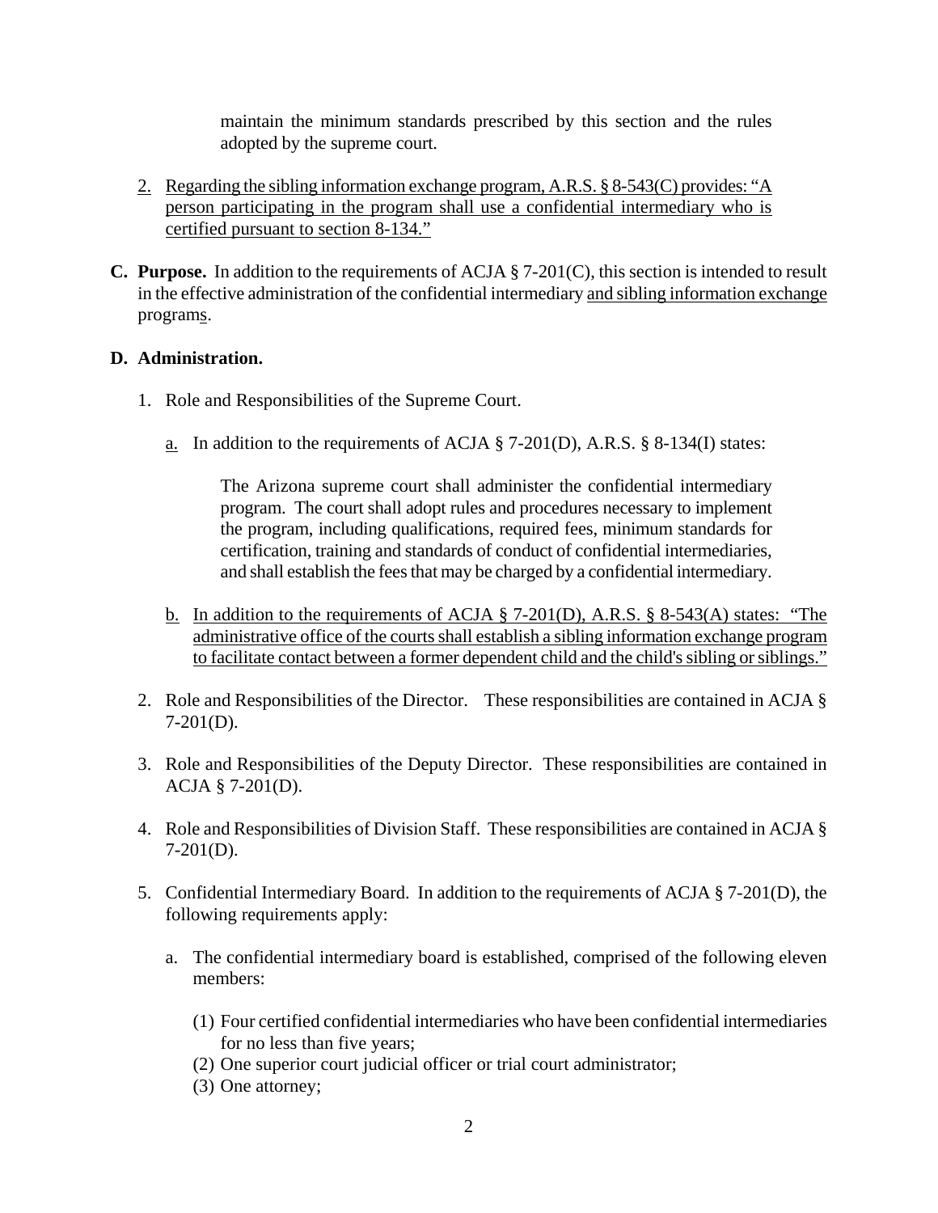maintain the minimum standards prescribed by this section and the rules adopted by the supreme court.

2. <u>Regarding the sibling information exchange program, A.R.S. § 8-543(C) provides: "A person participating in the program shall use a confidential intermediary who is certified pursuant to section 8-134."</u>

**C. Purpose.** In addition to the requirements of ACJA § 7-201(C), this section is intended to result in the effective administration of the confidential intermediary <u>and sibling information exchange</u> program<u>s</u>.

**D. Administration.**

1. Role and Responsibilities of the Supreme Court.

   <u>a.</u> In addition to the requirements of ACJA § 7-201(D), A.R.S. § 8-134(I) states:

   > The Arizona supreme court shall administer the confidential intermediary program. The court shall adopt rules and procedures necessary to implement the program, including qualifications, required fees, minimum standards for certification, training and standards of conduct of confidential intermediaries, and shall establish the fees that may be charged by a confidential intermediary.

   <u>b. In addition to the requirements of ACJA § 7-201(D), A.R.S. § 8-543(A) states: "The administrative office of the courts shall establish a sibling information exchange program to facilitate contact between a former dependent child and the child's sibling or siblings."</u>

2. Role and Responsibilities of the Director. These responsibilities are contained in ACJA § 7-201(D).

3. Role and Responsibilities of the Deputy Director. These responsibilities are contained in ACJA § 7-201(D).

4. Role and Responsibilities of Division Staff. These responsibilities are contained in ACJA § 7-201(D).

5. Confidential Intermediary Board. In addition to the requirements of ACJA § 7-201(D), the following requirements apply:

   a. The confidential intermediary board is established, comprised of the following eleven members:

      (1) Four certified confidential intermediaries who have been confidential intermediaries for no less than five years;
      (2) One superior court judicial officer or trial court administrator;
      (3) One attorney;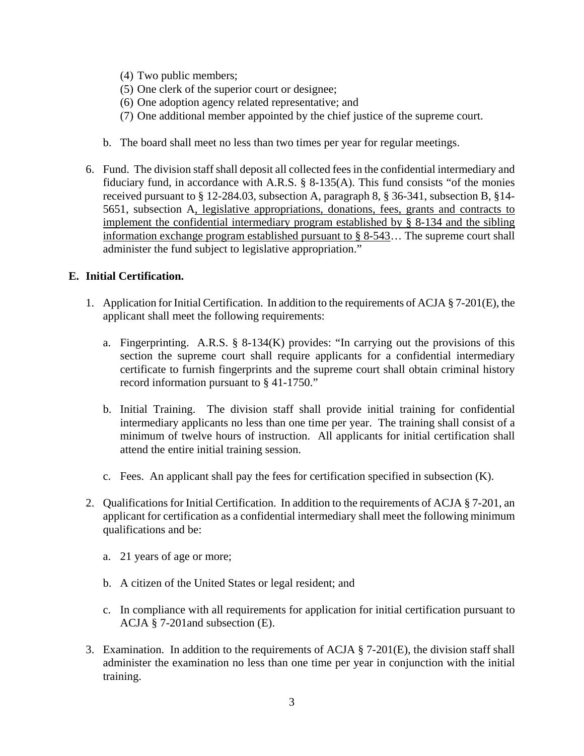(4) Two public members;
   (5) One clerk of the superior court or designee;
   (6) One adoption agency related representative; and
   (7) One additional member appointed by the chief justice of the supreme court.

  b. The board shall meet no less than two times per year for regular meetings.

6. Fund. The division staff shall deposit all collected fees in the confidential intermediary and fiduciary fund, in accordance with A.R.S. § 8-135(A). This fund consists "of the monies received pursuant to § 12-284.03, subsection A, paragraph 8, § 36-341, subsection B, §14-5651, subsection A, <u>legislative appropriations, donations, fees, grants and contracts to implement the confidential intermediary program established by § 8-134 and the sibling information exchange program established pursuant to § 8-543</u>… The supreme court shall administer the fund subject to legislative appropriation."

## E. Initial Certification.

1. Application for Initial Certification. In addition to the requirements of ACJA § 7-201(E), the applicant shall meet the following requirements:

   a. Fingerprinting. A.R.S. § 8-134(K) provides: "In carrying out the provisions of this section the supreme court shall require applicants for a confidential intermediary certificate to furnish fingerprints and the supreme court shall obtain criminal history record information pursuant to § 41-1750."

   b. Initial Training. The division staff shall provide initial training for confidential intermediary applicants no less than one time per year. The training shall consist of a minimum of twelve hours of instruction. All applicants for initial certification shall attend the entire initial training session.

   c. Fees. An applicant shall pay the fees for certification specified in subsection (K).

2. Qualifications for Initial Certification. In addition to the requirements of ACJA § 7-201, an applicant for certification as a confidential intermediary shall meet the following minimum qualifications and be:

   a. 21 years of age or more;

   b. A citizen of the United States or legal resident; and

   c. In compliance with all requirements for application for initial certification pursuant to ACJA § 7-201and subsection (E).

3. Examination. In addition to the requirements of ACJA § 7-201(E), the division staff shall administer the examination no less than one time per year in conjunction with the initial training.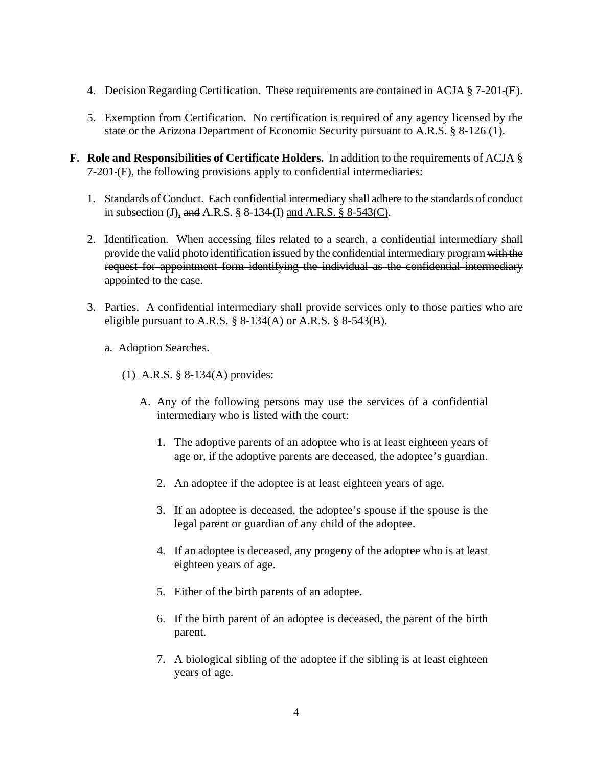4. Decision Regarding Certification. These requirements are contained in ACJA § 7-201 (E).

5. Exemption from Certification. No certification is required of any agency licensed by the state or the Arizona Department of Economic Security pursuant to A.R.S. § 8-126 (1).

**F. Role and Responsibilities of Certificate Holders.** In addition to the requirements of ACJA § 7-201 (F), the following provisions apply to confidential intermediaries:

1. Standards of Conduct. Each confidential intermediary shall adhere to the standards of conduct in subsection (J), ~~and~~ A.R.S. § 8-134 (I) <u>and A.R.S. § 8-543(C)</u>.

2. Identification. When accessing files related to a search, a confidential intermediary shall provide the valid photo identification issued by the confidential intermediary program ~~with the request for appointment form identifying the individual as the confidential intermediary appointed to the case~~.

3. Parties. A confidential intermediary shall provide services only to those parties who are eligible pursuant to A.R.S. § 8-134(A) <u>or A.R.S. § 8-543(B)</u>.

   <u>a. Adoption Searches.</u>

   <u>(1)</u> A.R.S. § 8-134(A) provides:

   A. Any of the following persons may use the services of a confidential intermediary who is listed with the court:

      1. The adoptive parents of an adoptee who is at least eighteen years of age or, if the adoptive parents are deceased, the adoptee's guardian.

      2. An adoptee if the adoptee is at least eighteen years of age.

      3. If an adoptee is deceased, the adoptee's spouse if the spouse is the legal parent or guardian of any child of the adoptee.

      4. If an adoptee is deceased, any progeny of the adoptee who is at least eighteen years of age.

      5. Either of the birth parents of an adoptee.

      6. If the birth parent of an adoptee is deceased, the parent of the birth parent.

      7. A biological sibling of the adoptee if the sibling is at least eighteen years of age.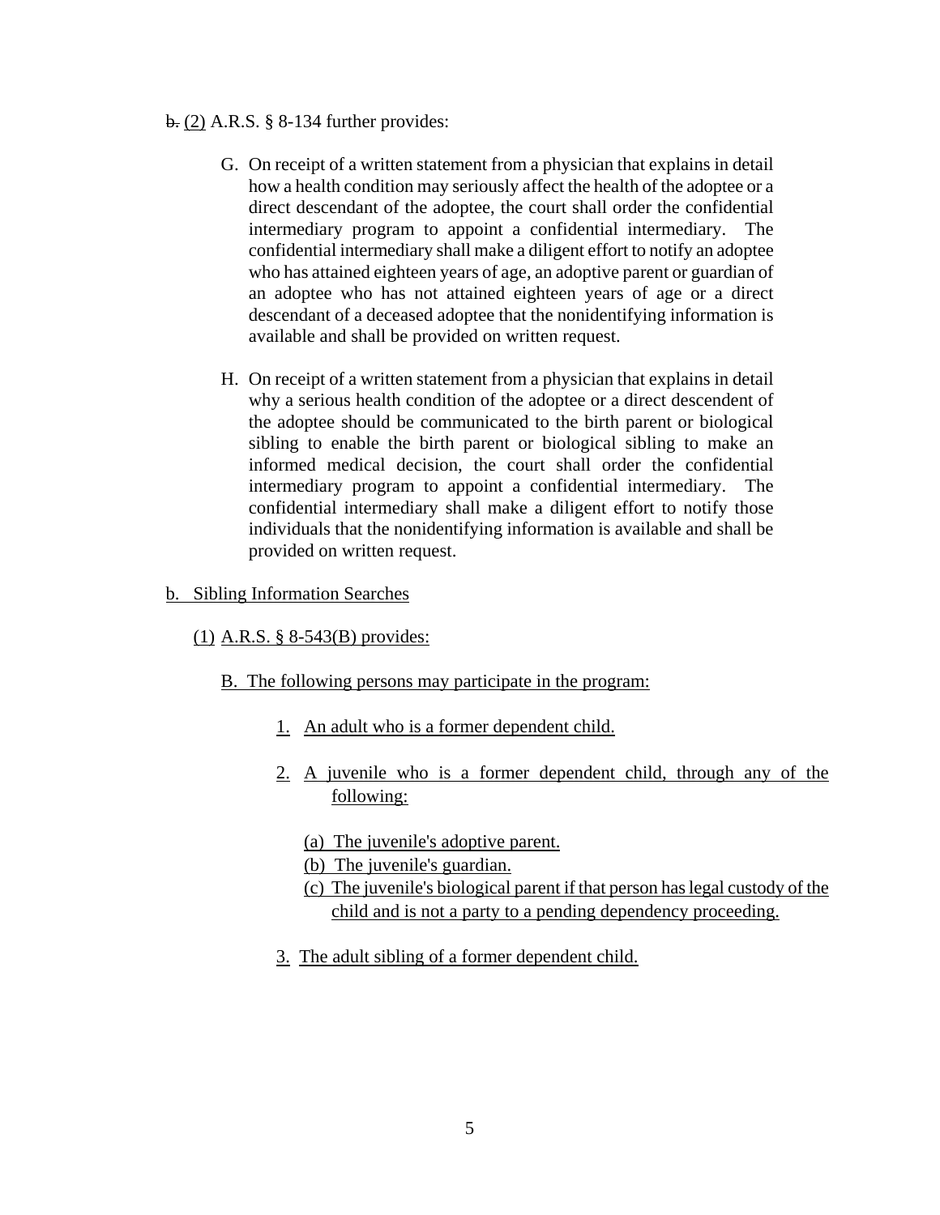~~b.~~ (2) A.R.S. § 8-134 further provides:

> G. On receipt of a written statement from a physician that explains in detail how a health condition may seriously affect the health of the adoptee or a direct descendant of the adoptee, the court shall order the confidential intermediary program to appoint a confidential intermediary. The confidential intermediary shall make a diligent effort to notify an adoptee who has attained eighteen years of age, an adoptive parent or guardian of an adoptee who has not attained eighteen years of age or a direct descendant of a deceased adoptee that the nonidentifying information is available and shall be provided on written request.
>
> H. On receipt of a written statement from a physician that explains in detail why a serious health condition of the adoptee or a direct descendent of the adoptee should be communicated to the birth parent or biological sibling to enable the birth parent or biological sibling to make an informed medical decision, the court shall order the confidential intermediary program to appoint a confidential intermediary. The confidential intermediary shall make a diligent effort to notify those individuals that the nonidentifying information is available and shall be provided on written request.

<u>b. Sibling Information Searches</u>

<u>(1) A.R.S. § 8-543(B) provides:</u>

> <u>B. The following persons may participate in the program:</u>
>
> <u>1. An adult who is a former dependent child.</u>
>
> <u>2. A juvenile who is a former dependent child, through any of the following:</u>
>
> <u>(a) The juvenile's adoptive parent.</u>
> <u>(b) The juvenile's guardian.</u>
> <u>(c) The juvenile's biological parent if that person has legal custody of the child and is not a party to a pending dependency proceeding.</u>
>
> <u>3. The adult sibling of a former dependent child.</u>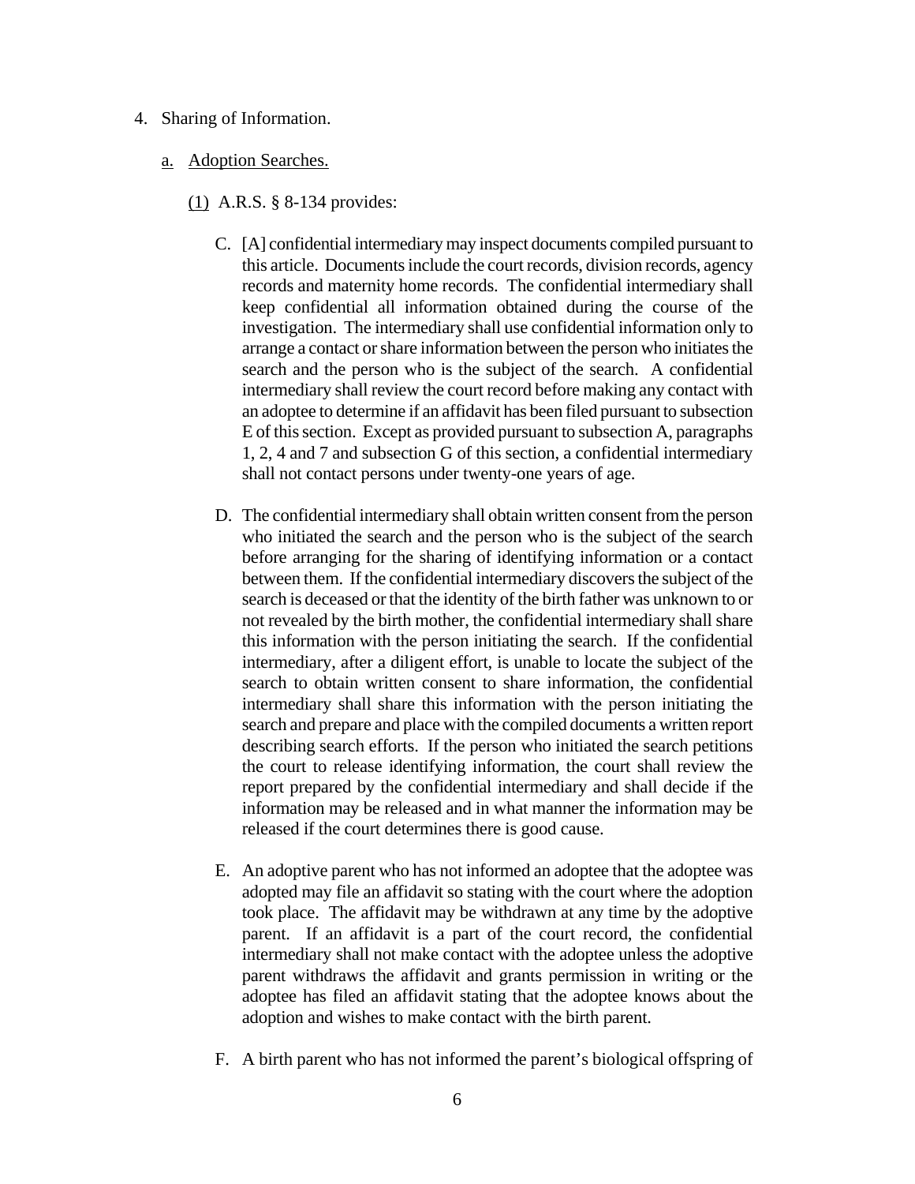4. Sharing of Information.

   a. <u>Adoption Searches.</u>

      (1) A.R.S. § 8-134 provides:

         C. [A] confidential intermediary may inspect documents compiled pursuant to this article. Documents include the court records, division records, agency records and maternity home records. The confidential intermediary shall keep confidential all information obtained during the course of the investigation. The intermediary shall use confidential information only to arrange a contact or share information between the person who initiates the search and the person who is the subject of the search. A confidential intermediary shall review the court record before making any contact with an adoptee to determine if an affidavit has been filed pursuant to subsection E of this section. Except as provided pursuant to subsection A, paragraphs 1, 2, 4 and 7 and subsection G of this section, a confidential intermediary shall not contact persons under twenty-one years of age.

         D. The confidential intermediary shall obtain written consent from the person who initiated the search and the person who is the subject of the search before arranging for the sharing of identifying information or a contact between them. If the confidential intermediary discovers the subject of the search is deceased or that the identity of the birth father was unknown to or not revealed by the birth mother, the confidential intermediary shall share this information with the person initiating the search. If the confidential intermediary, after a diligent effort, is unable to locate the subject of the search to obtain written consent to share information, the confidential intermediary shall share this information with the person initiating the search and prepare and place with the compiled documents a written report describing search efforts. If the person who initiated the search petitions the court to release identifying information, the court shall review the report prepared by the confidential intermediary and shall decide if the information may be released and in what manner the information may be released if the court determines there is good cause.

         E. An adoptive parent who has not informed an adoptee that the adoptee was adopted may file an affidavit so stating with the court where the adoption took place. The affidavit may be withdrawn at any time by the adoptive parent. If an affidavit is a part of the court record, the confidential intermediary shall not make contact with the adoptee unless the adoptive parent withdraws the affidavit and grants permission in writing or the adoptee has filed an affidavit stating that the adoptee knows about the adoption and wishes to make contact with the birth parent.

         F. A birth parent who has not informed the parent's biological offspring of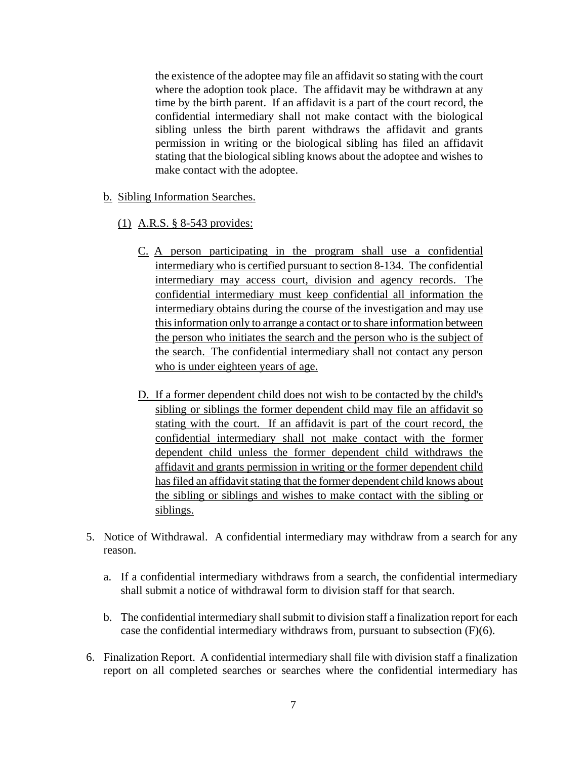the existence of the adoptee may file an affidavit so stating with the court where the adoption took place. The affidavit may be withdrawn at any time by the birth parent. If an affidavit is a part of the court record, the confidential intermediary shall not make contact with the biological sibling unless the birth parent withdraws the affidavit and grants permission in writing or the biological sibling has filed an affidavit stating that the biological sibling knows about the adoptee and wishes to make contact with the adoptee.

b. <u>Sibling Information Searches.</u>

(1) <u>A.R.S. § 8-543 provides:</u>

C. <u>A person participating in the program shall use a confidential intermediary who is certified pursuant to section 8-134. The confidential intermediary may access court, division and agency records. The confidential intermediary must keep confidential all information the intermediary obtains during the course of the investigation and may use this information only to arrange a contact or to share information between the person who initiates the search and the person who is the subject of the search. The confidential intermediary shall not contact any person who is under eighteen years of age.</u>

D. <u>If a former dependent child does not wish to be contacted by the child's sibling or siblings the former dependent child may file an affidavit so stating with the court. If an affidavit is part of the court record, the confidential intermediary shall not make contact with the former dependent child unless the former dependent child withdraws the affidavit and grants permission in writing or the former dependent child has filed an affidavit stating that the former dependent child knows about the sibling or siblings and wishes to make contact with the sibling or siblings.</u>

5. Notice of Withdrawal. A confidential intermediary may withdraw from a search for any reason.

   a. If a confidential intermediary withdraws from a search, the confidential intermediary shall submit a notice of withdrawal form to division staff for that search.

   b. The confidential intermediary shall submit to division staff a finalization report for each case the confidential intermediary withdraws from, pursuant to subsection (F)(6).

6. Finalization Report. A confidential intermediary shall file with division staff a finalization report on all completed searches or searches where the confidential intermediary has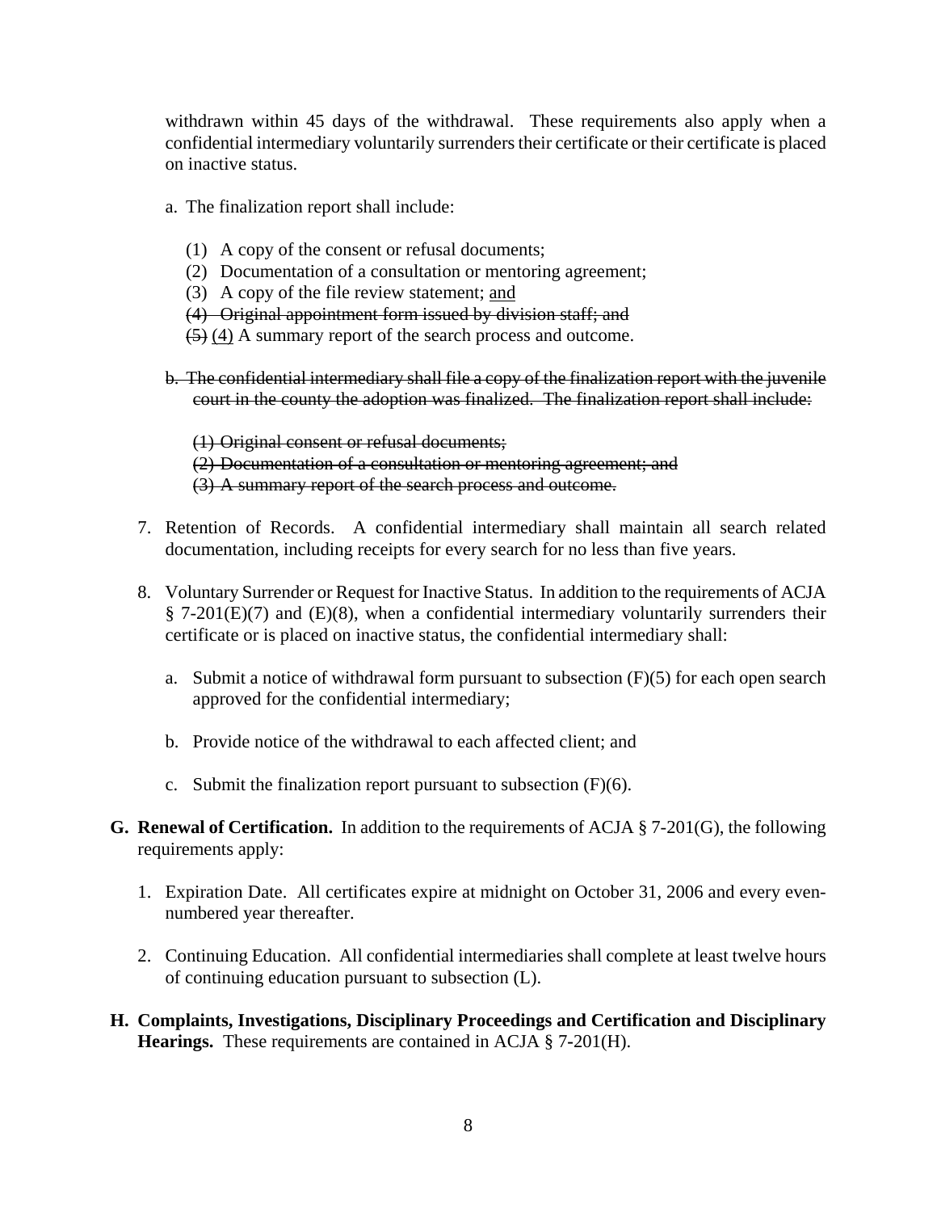withdrawn within 45 days of the withdrawal. These requirements also apply when a confidential intermediary voluntarily surrenders their certificate or their certificate is placed on inactive status.

a. The finalization report shall include:

(1) A copy of the consent or refusal documents;
(2) Documentation of a consultation or mentoring agreement;
(3) A copy of the file review statement; <u>and</u>
~~(4) Original appointment form issued by division staff; and~~
~~(5)~~ <u>(4)</u> A summary report of the search process and outcome.

~~b. The confidential intermediary shall file a copy of the finalization report with the juvenile court in the county the adoption was finalized. The finalization report shall include:~~

~~(1) Original consent or refusal documents;~~
~~(2) Documentation of a consultation or mentoring agreement; and~~
~~(3) A summary report of the search process and outcome.~~

7. Retention of Records. A confidential intermediary shall maintain all search related documentation, including receipts for every search for no less than five years.

8. Voluntary Surrender or Request for Inactive Status. In addition to the requirements of ACJA § 7-201(E)(7) and (E)(8), when a confidential intermediary voluntarily surrenders their certificate or is placed on inactive status, the confidential intermediary shall:

   a. Submit a notice of withdrawal form pursuant to subsection (F)(5) for each open search approved for the confidential intermediary;

   b. Provide notice of the withdrawal to each affected client; and

   c. Submit the finalization report pursuant to subsection (F)(6).

**G. Renewal of Certification.** In addition to the requirements of ACJA § 7-201(G), the following requirements apply:

1. Expiration Date. All certificates expire at midnight on October 31, 2006 and every even-numbered year thereafter.

2. Continuing Education. All confidential intermediaries shall complete at least twelve hours of continuing education pursuant to subsection (L).

**H. Complaints, Investigations, Disciplinary Proceedings and Certification and Disciplinary Hearings.** These requirements are contained in ACJA § 7-201(H).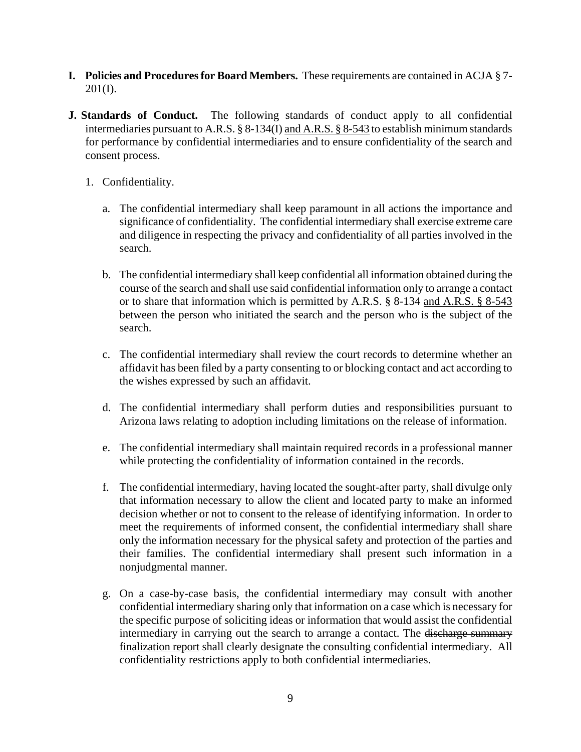**I. Policies and Procedures for Board Members.** These requirements are contained in ACJA § 7-201(I).

**J. Standards of Conduct.** The following standards of conduct apply to all confidential intermediaries pursuant to A.R.S. § 8-134(I) <u>and A.R.S. § 8-543</u> to establish minimum standards for performance by confidential intermediaries and to ensure confidentiality of the search and consent process.

1. Confidentiality.

   a. The confidential intermediary shall keep paramount in all actions the importance and significance of confidentiality. The confidential intermediary shall exercise extreme care and diligence in respecting the privacy and confidentiality of all parties involved in the search.

   b. The confidential intermediary shall keep confidential all information obtained during the course of the search and shall use said confidential information only to arrange a contact or to share that information which is permitted by A.R.S. § 8-134 <u>and A.R.S. § 8-543</u> between the person who initiated the search and the person who is the subject of the search.

   c. The confidential intermediary shall review the court records to determine whether an affidavit has been filed by a party consenting to or blocking contact and act according to the wishes expressed by such an affidavit.

   d. The confidential intermediary shall perform duties and responsibilities pursuant to Arizona laws relating to adoption including limitations on the release of information.

   e. The confidential intermediary shall maintain required records in a professional manner while protecting the confidentiality of information contained in the records.

   f. The confidential intermediary, having located the sought-after party, shall divulge only that information necessary to allow the client and located party to make an informed decision whether or not to consent to the release of identifying information. In order to meet the requirements of informed consent, the confidential intermediary shall share only the information necessary for the physical safety and protection of the parties and their families. The confidential intermediary shall present such information in a nonjudgmental manner.

   g. On a case-by-case basis, the confidential intermediary may consult with another confidential intermediary sharing only that information on a case which is necessary for the specific purpose of soliciting ideas or information that would assist the confidential intermediary in carrying out the search to arrange a contact. The ~~discharge summary~~ <u>finalization report</u> shall clearly designate the consulting confidential intermediary. All confidentiality restrictions apply to both confidential intermediaries.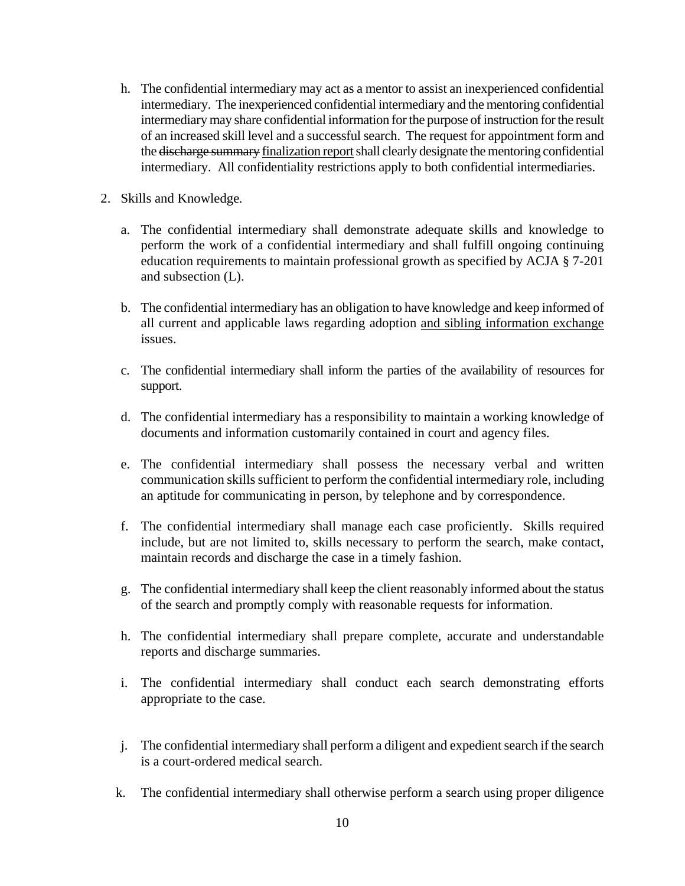h. The confidential intermediary may act as a mentor to assist an inexperienced confidential intermediary. The inexperienced confidential intermediary and the mentoring confidential intermediary may share confidential information for the purpose of instruction for the result of an increased skill level and a successful search. The request for appointment form and the ~~discharge summary~~ <u>finalization report</u> shall clearly designate the mentoring confidential intermediary. All confidentiality restrictions apply to both confidential intermediaries.

2. Skills and Knowledge.

   a. The confidential intermediary shall demonstrate adequate skills and knowledge to perform the work of a confidential intermediary and shall fulfill ongoing continuing education requirements to maintain professional growth as specified by ACJA § 7-201 and subsection (L).

   b. The confidential intermediary has an obligation to have knowledge and keep informed of all current and applicable laws regarding adoption <u>and sibling information exchange</u> issues.

   c. The confidential intermediary shall inform the parties of the availability of resources for support.

   d. The confidential intermediary has a responsibility to maintain a working knowledge of documents and information customarily contained in court and agency files.

   e. The confidential intermediary shall possess the necessary verbal and written communication skills sufficient to perform the confidential intermediary role, including an aptitude for communicating in person, by telephone and by correspondence.

   f. The confidential intermediary shall manage each case proficiently. Skills required include, but are not limited to, skills necessary to perform the search, make contact, maintain records and discharge the case in a timely fashion.

   g. The confidential intermediary shall keep the client reasonably informed about the status of the search and promptly comply with reasonable requests for information.

   h. The confidential intermediary shall prepare complete, accurate and understandable reports and discharge summaries.

   i. The confidential intermediary shall conduct each search demonstrating efforts appropriate to the case.

   j. The confidential intermediary shall perform a diligent and expedient search if the search is a court-ordered medical search.

   k. The confidential intermediary shall otherwise perform a search using proper diligence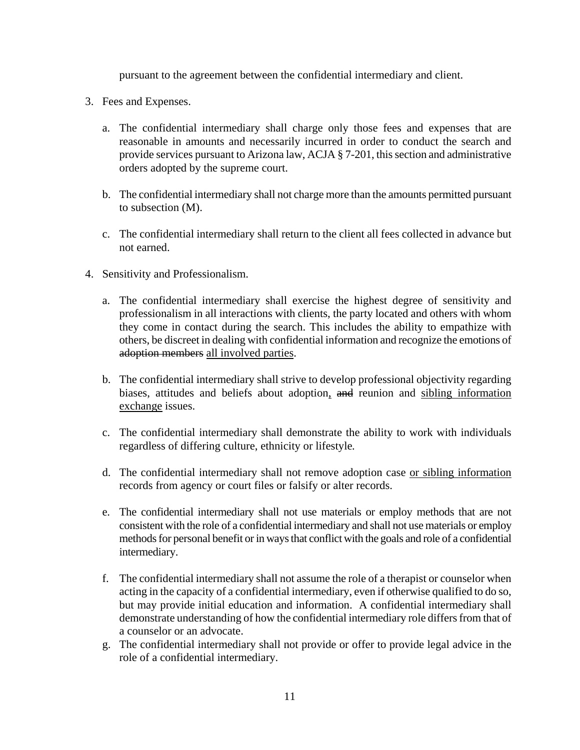pursuant to the agreement between the confidential intermediary and client.

3. Fees and Expenses.

   a. The confidential intermediary shall charge only those fees and expenses that are reasonable in amounts and necessarily incurred in order to conduct the search and provide services pursuant to Arizona law, ACJA § 7-201, this section and administrative orders adopted by the supreme court.

   b. The confidential intermediary shall not charge more than the amounts permitted pursuant to subsection (M).

   c. The confidential intermediary shall return to the client all fees collected in advance but not earned.

4. Sensitivity and Professionalism.

   a. The confidential intermediary shall exercise the highest degree of sensitivity and professionalism in all interactions with clients, the party located and others with whom they come in contact during the search. This includes the ability to empathize with others, be discreet in dealing with confidential information and recognize the emotions of ~~adoption members~~ <u>all involved parties</u>.

   b. The confidential intermediary shall strive to develop professional objectivity regarding biases, attitudes and beliefs about adoption<u>,</u> ~~and~~ reunion and <u>sibling information exchange</u> issues.

   c. The confidential intermediary shall demonstrate the ability to work with individuals regardless of differing culture, ethnicity or lifestyle.

   d. The confidential intermediary shall not remove adoption case <u>or sibling information</u> records from agency or court files or falsify or alter records.

   e. The confidential intermediary shall not use materials or employ methods that are not consistent with the role of a confidential intermediary and shall not use materials or employ methods for personal benefit or in ways that conflict with the goals and role of a confidential intermediary.

   f. The confidential intermediary shall not assume the role of a therapist or counselor when acting in the capacity of a confidential intermediary, even if otherwise qualified to do so, but may provide initial education and information. A confidential intermediary shall demonstrate understanding of how the confidential intermediary role differs from that of a counselor or an advocate.

   g. The confidential intermediary shall not provide or offer to provide legal advice in the role of a confidential intermediary.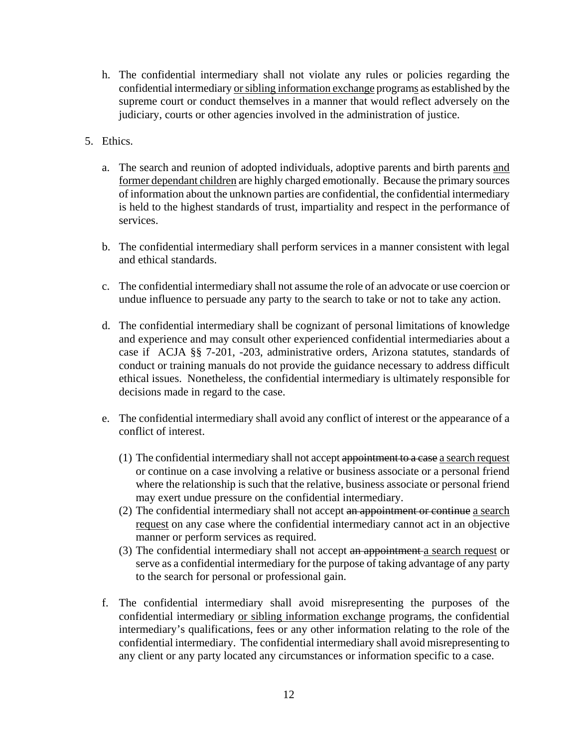h. The confidential intermediary shall not violate any rules or policies regarding the confidential intermediary <u>or sibling information exchange</u> program<u>s</u> as established by the supreme court or conduct themselves in a manner that would reflect adversely on the judiciary, courts or other agencies involved in the administration of justice.

5. Ethics.

   a. The search and reunion of adopted individuals, adoptive parents and birth parents <u>and former dependant children</u> are highly charged emotionally. Because the primary sources of information about the unknown parties are confidential, the confidential intermediary is held to the highest standards of trust, impartiality and respect in the performance of services.

   b. The confidential intermediary shall perform services in a manner consistent with legal and ethical standards.

   c. The confidential intermediary shall not assume the role of an advocate or use coercion or undue influence to persuade any party to the search to take or not to take any action.

   d. The confidential intermediary shall be cognizant of personal limitations of knowledge and experience and may consult other experienced confidential intermediaries about a case if ACJA §§ 7-201, -203, administrative orders, Arizona statutes, standards of conduct or training manuals do not provide the guidance necessary to address difficult ethical issues. Nonetheless, the confidential intermediary is ultimately responsible for decisions made in regard to the case.

   e. The confidential intermediary shall avoid any conflict of interest or the appearance of a conflict of interest.

      (1) The confidential intermediary shall not accept ~~appointment to a case~~ <u>a search request</u> or continue on a case involving a relative or business associate or a personal friend where the relationship is such that the relative, business associate or personal friend may exert undue pressure on the confidential intermediary.

      (2) The confidential intermediary shall not accept ~~an appointment or continue~~ <u>a search request</u> on any case where the confidential intermediary cannot act in an objective manner or perform services as required.

      (3) The confidential intermediary shall not accept ~~an appointment~~ <u>a search request</u> or serve as a confidential intermediary for the purpose of taking advantage of any party to the search for personal or professional gain.

   f. The confidential intermediary shall avoid misrepresenting the purposes of the confidential intermediary <u>or sibling information exchange</u> program<u>s</u>, the confidential intermediary's qualifications, fees or any other information relating to the role of the confidential intermediary. The confidential intermediary shall avoid misrepresenting to any client or any party located any circumstances or information specific to a case.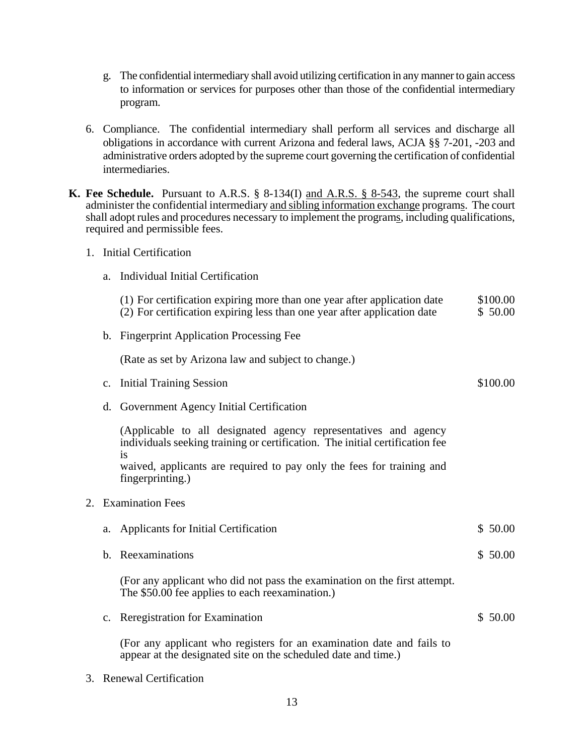g. The confidential intermediary shall avoid utilizing certification in any manner to gain access to information or services for purposes other than those of the confidential intermediary program.

6. Compliance. The confidential intermediary shall perform all services and discharge all obligations in accordance with current Arizona and federal laws, ACJA §§ 7-201, -203 and administrative orders adopted by the supreme court governing the certification of confidential intermediaries.

**K. Fee Schedule.** Pursuant to A.R.S. § 8-134(I) <u>and A.R.S. § 8-543</u>, the supreme court shall administer the confidential intermediary <u>and sibling information exchange</u> program<u>s</u>. The court shall adopt rules and procedures necessary to implement the program<u>s</u>, including qualifications, required and permissible fees.

1. Initial Certification

   a. Individual Initial Certification

   | | |
   |---|---|
   | (1) For certification expiring more than one year after application date | \$100.00 |
   | (2) For certification expiring less than one year after application date | \$ 50.00 |

   b. Fingerprint Application Processing Fee

   (Rate as set by Arizona law and subject to change.)

   c. Initial Training Session — \$100.00

   d. Government Agency Initial Certification

   (Applicable to all designated agency representatives and agency individuals seeking training or certification. The initial certification fee is waived, applicants are required to pay only the fees for training and fingerprinting.)

2. Examination Fees

   a. Applicants for Initial Certification — \$ 50.00

   b. Reexaminations — \$ 50.00

   (For any applicant who did not pass the examination on the first attempt. The \$50.00 fee applies to each reexamination.)

   c. Reregistration for Examination — \$ 50.00

   (For any applicant who registers for an examination date and fails to appear at the designated site on the scheduled date and time.)

3. Renewal Certification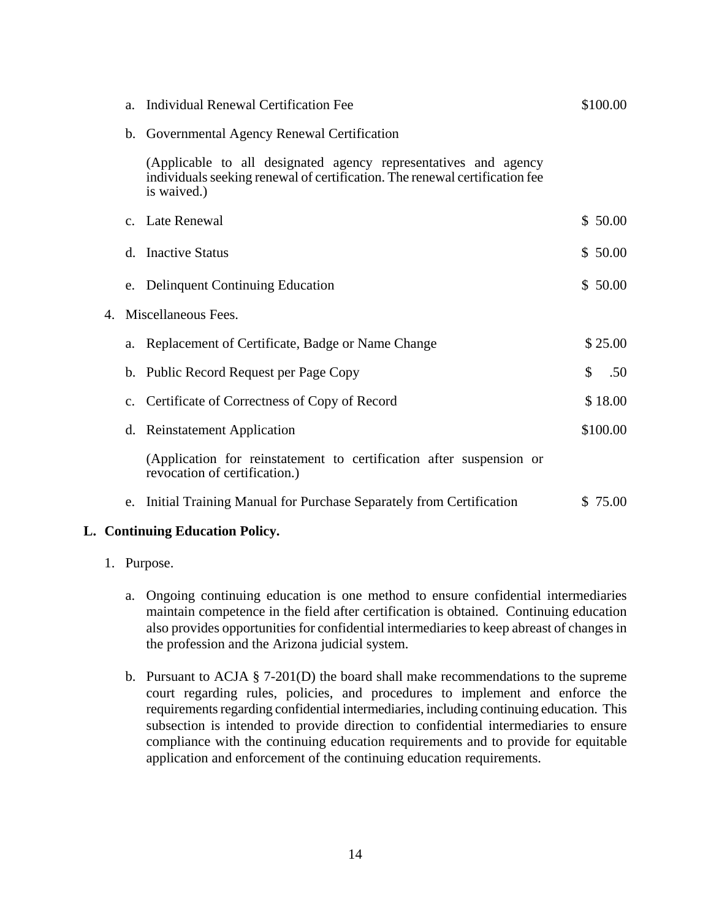a. Individual Renewal Certification Fee $100.00

b. Governmental Agency Renewal Certification

(Applicable to all designated agency representatives and agency individuals seeking renewal of certification. The renewal certification fee is waived.)

c. Late Renewal $ 50.00

d. Inactive Status $ 50.00

e. Delinquent Continuing Education $ 50.00

4. Miscellaneous Fees.

a. Replacement of Certificate, Badge or Name Change $ 25.00

b. Public Record Request per Page Copy $ .50

c. Certificate of Correctness of Copy of Record $ 18.00

d. Reinstatement Application $100.00

(Application for reinstatement to certification after suspension or revocation of certification.)

e. Initial Training Manual for Purchase Separately from Certification $ 75.00

**L. Continuing Education Policy.**

1. Purpose.

a. Ongoing continuing education is one method to ensure confidential intermediaries maintain competence in the field after certification is obtained. Continuing education also provides opportunities for confidential intermediaries to keep abreast of changes in the profession and the Arizona judicial system.

b. Pursuant to ACJA § 7-201(D) the board shall make recommendations to the supreme court regarding rules, policies, and procedures to implement and enforce the requirements regarding confidential intermediaries, including continuing education. This subsection is intended to provide direction to confidential intermediaries to ensure compliance with the continuing education requirements and to provide for equitable application and enforcement of the continuing education requirements.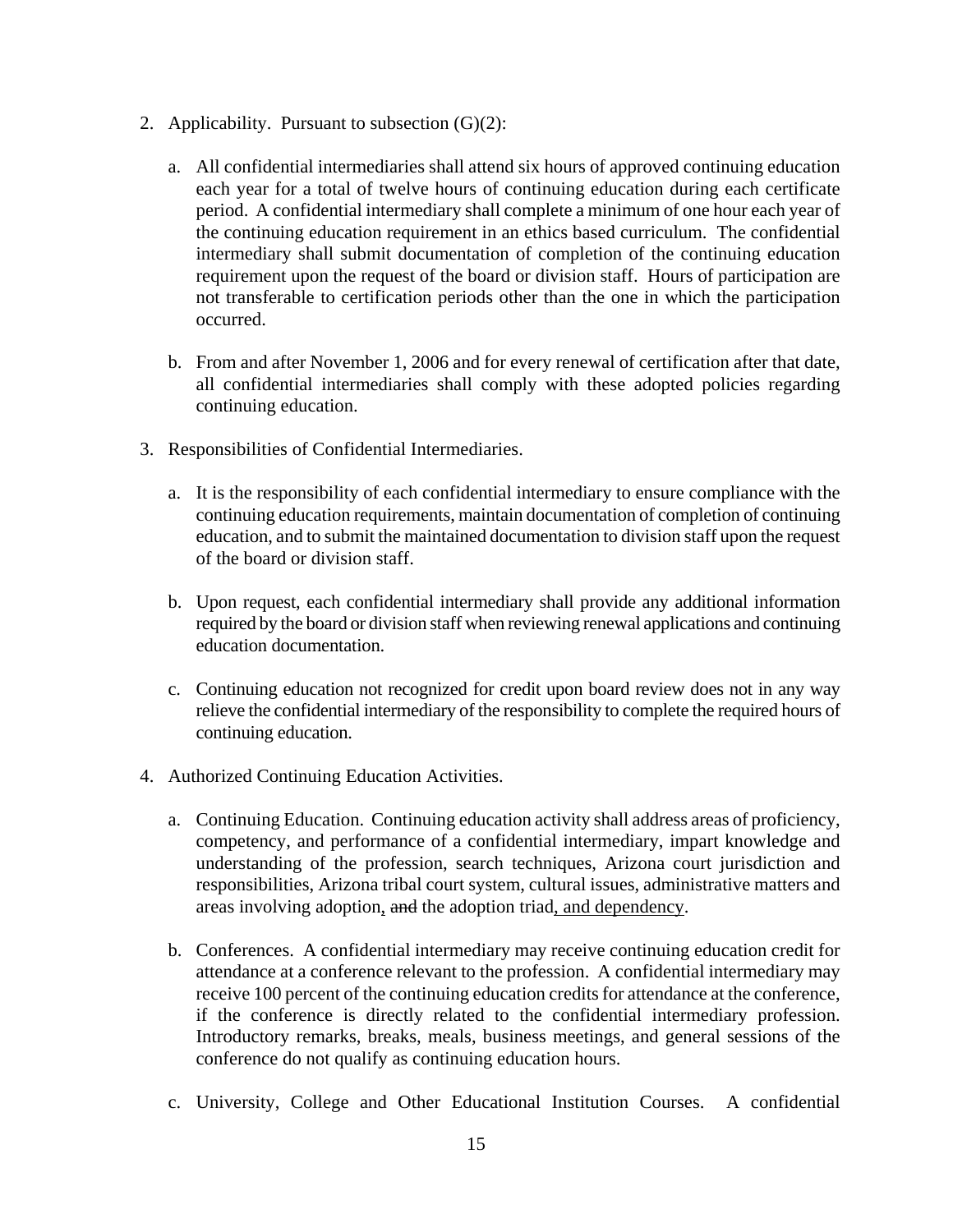2. Applicability. Pursuant to subsection (G)(2):

   a. All confidential intermediaries shall attend six hours of approved continuing education each year for a total of twelve hours of continuing education during each certificate period. A confidential intermediary shall complete a minimum of one hour each year of the continuing education requirement in an ethics based curriculum. The confidential intermediary shall submit documentation of completion of the continuing education requirement upon the request of the board or division staff. Hours of participation are not transferable to certification periods other than the one in which the participation occurred.

   b. From and after November 1, 2006 and for every renewal of certification after that date, all confidential intermediaries shall comply with these adopted policies regarding continuing education.

3. Responsibilities of Confidential Intermediaries.

   a. It is the responsibility of each confidential intermediary to ensure compliance with the continuing education requirements, maintain documentation of completion of continuing education, and to submit the maintained documentation to division staff upon the request of the board or division staff.

   b. Upon request, each confidential intermediary shall provide any additional information required by the board or division staff when reviewing renewal applications and continuing education documentation.

   c. Continuing education not recognized for credit upon board review does not in any way relieve the confidential intermediary of the responsibility to complete the required hours of continuing education.

4. Authorized Continuing Education Activities.

   a. Continuing Education. Continuing education activity shall address areas of proficiency, competency, and performance of a confidential intermediary, impart knowledge and understanding of the profession, search techniques, Arizona court jurisdiction and responsibilities, Arizona tribal court system, cultural issues, administrative matters and areas involving adoption, ~~and~~ the adoption triad, and dependency.

   b. Conferences. A confidential intermediary may receive continuing education credit for attendance at a conference relevant to the profession. A confidential intermediary may receive 100 percent of the continuing education credits for attendance at the conference, if the conference is directly related to the confidential intermediary profession. Introductory remarks, breaks, meals, business meetings, and general sessions of the conference do not qualify as continuing education hours.

   c. University, College and Other Educational Institution Courses. A confidential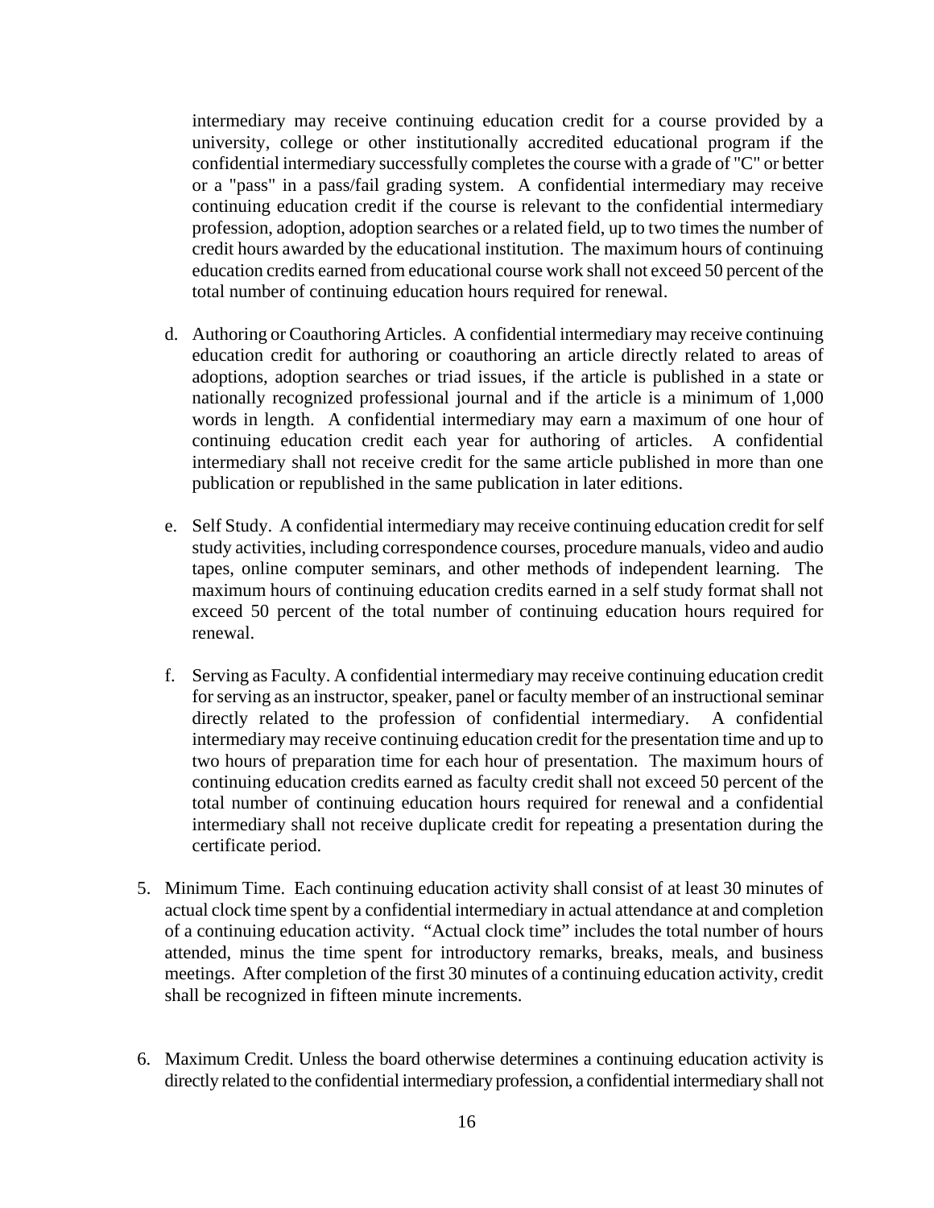intermediary may receive continuing education credit for a course provided by a university, college or other institutionally accredited educational program if the confidential intermediary successfully completes the course with a grade of "C" or better or a "pass" in a pass/fail grading system. A confidential intermediary may receive continuing education credit if the course is relevant to the confidential intermediary profession, adoption, adoption searches or a related field, up to two times the number of credit hours awarded by the educational institution. The maximum hours of continuing education credits earned from educational course work shall not exceed 50 percent of the total number of continuing education hours required for renewal.

   d. Authoring or Coauthoring Articles. A confidential intermediary may receive continuing education credit for authoring or coauthoring an article directly related to areas of adoptions, adoption searches or triad issues, if the article is published in a state or nationally recognized professional journal and if the article is a minimum of 1,000 words in length. A confidential intermediary may earn a maximum of one hour of continuing education credit each year for authoring of articles. A confidential intermediary shall not receive credit for the same article published in more than one publication or republished in the same publication in later editions.

   e. Self Study. A confidential intermediary may receive continuing education credit for self study activities, including correspondence courses, procedure manuals, video and audio tapes, online computer seminars, and other methods of independent learning. The maximum hours of continuing education credits earned in a self study format shall not exceed 50 percent of the total number of continuing education hours required for renewal.

   f. Serving as Faculty. A confidential intermediary may receive continuing education credit for serving as an instructor, speaker, panel or faculty member of an instructional seminar directly related to the profession of confidential intermediary. A confidential intermediary may receive continuing education credit for the presentation time and up to two hours of preparation time for each hour of presentation. The maximum hours of continuing education credits earned as faculty credit shall not exceed 50 percent of the total number of continuing education hours required for renewal and a confidential intermediary shall not receive duplicate credit for repeating a presentation during the certificate period.

5. Minimum Time. Each continuing education activity shall consist of at least 30 minutes of actual clock time spent by a confidential intermediary in actual attendance at and completion of a continuing education activity. "Actual clock time" includes the total number of hours attended, minus the time spent for introductory remarks, breaks, meals, and business meetings. After completion of the first 30 minutes of a continuing education activity, credit shall be recognized in fifteen minute increments.

6. Maximum Credit. Unless the board otherwise determines a continuing education activity is directly related to the confidential intermediary profession, a confidential intermediary shall not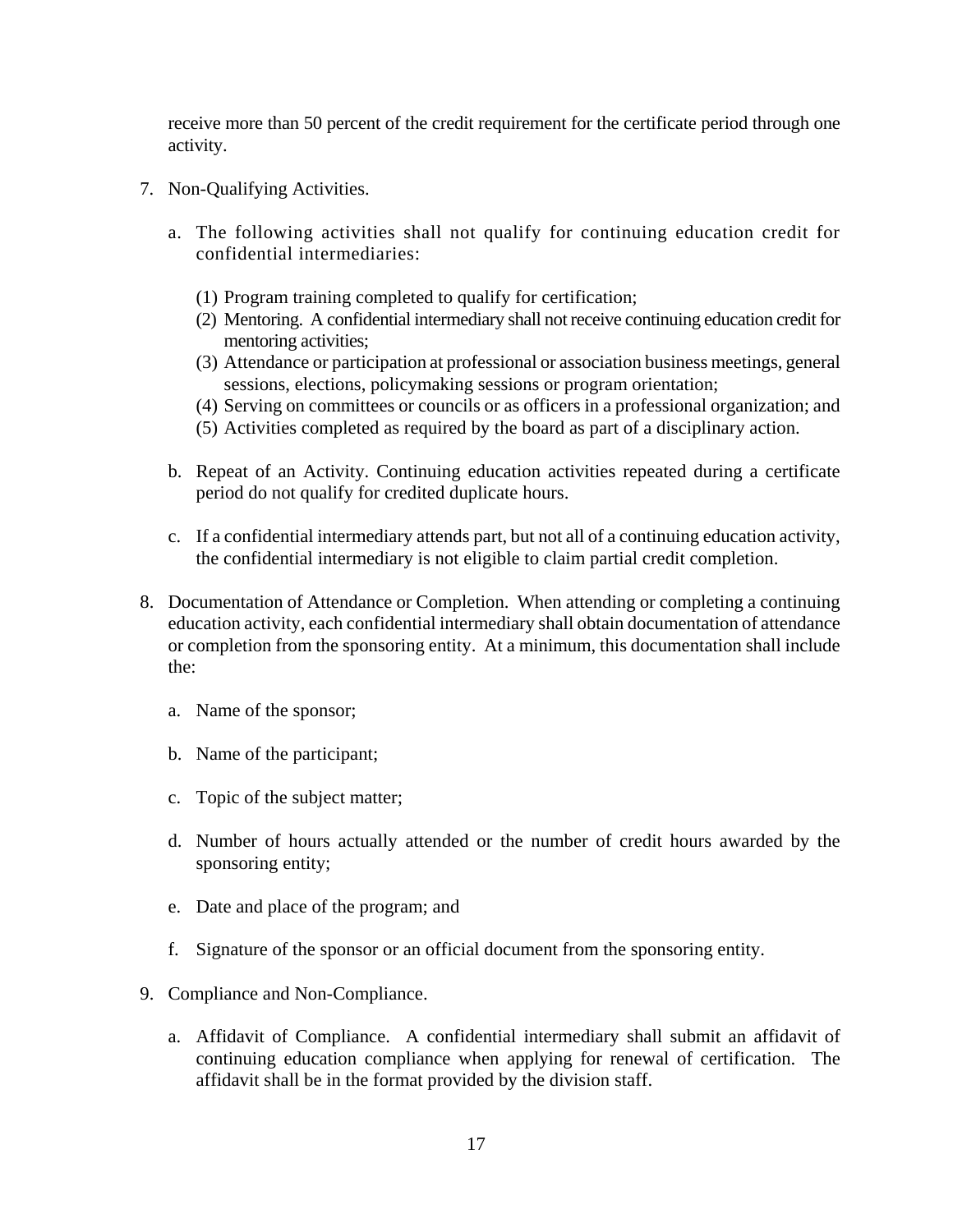receive more than 50 percent of the credit requirement for the certificate period through one activity.

7. Non-Qualifying Activities.

   a. The following activities shall not qualify for continuing education credit for confidential intermediaries:

      (1) Program training completed to qualify for certification;
      (2) Mentoring. A confidential intermediary shall not receive continuing education credit for mentoring activities;
      (3) Attendance or participation at professional or association business meetings, general sessions, elections, policymaking sessions or program orientation;
      (4) Serving on committees or councils or as officers in a professional organization; and
      (5) Activities completed as required by the board as part of a disciplinary action.

   b. Repeat of an Activity. Continuing education activities repeated during a certificate period do not qualify for credited duplicate hours.

   c. If a confidential intermediary attends part, but not all of a continuing education activity, the confidential intermediary is not eligible to claim partial credit completion.

8. Documentation of Attendance or Completion. When attending or completing a continuing education activity, each confidential intermediary shall obtain documentation of attendance or completion from the sponsoring entity. At a minimum, this documentation shall include the:

   a. Name of the sponsor;

   b. Name of the participant;

   c. Topic of the subject matter;

   d. Number of hours actually attended or the number of credit hours awarded by the sponsoring entity;

   e. Date and place of the program; and

   f. Signature of the sponsor or an official document from the sponsoring entity.

9. Compliance and Non-Compliance.

   a. Affidavit of Compliance. A confidential intermediary shall submit an affidavit of continuing education compliance when applying for renewal of certification. The affidavit shall be in the format provided by the division staff.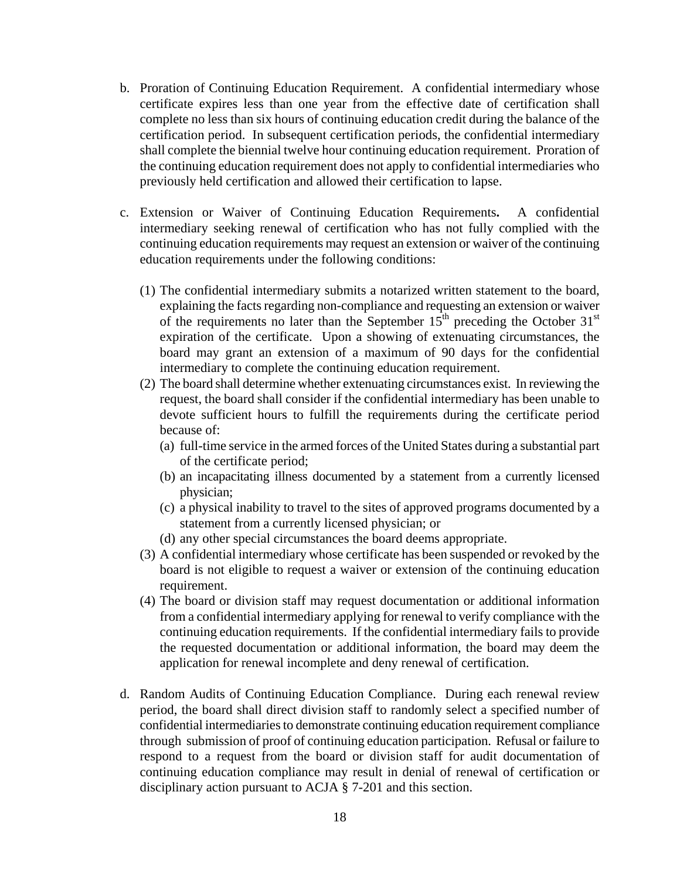b. Proration of Continuing Education Requirement. A confidential intermediary whose certificate expires less than one year from the effective date of certification shall complete no less than six hours of continuing education credit during the balance of the certification period. In subsequent certification periods, the confidential intermediary shall complete the biennial twelve hour continuing education requirement. Proration of the continuing education requirement does not apply to confidential intermediaries who previously held certification and allowed their certification to lapse.

c. Extension or Waiver of Continuing Education Requirements**.** A confidential intermediary seeking renewal of certification who has not fully complied with the continuing education requirements may request an extension or waiver of the continuing education requirements under the following conditions:

   (1) The confidential intermediary submits a notarized written statement to the board, explaining the facts regarding non-compliance and requesting an extension or waiver of the requirements no later than the September 15th preceding the October 31st expiration of the certificate. Upon a showing of extenuating circumstances, the board may grant an extension of a maximum of 90 days for the confidential intermediary to complete the continuing education requirement.

   (2) The board shall determine whether extenuating circumstances exist. In reviewing the request, the board shall consider if the confidential intermediary has been unable to devote sufficient hours to fulfill the requirements during the certificate period because of:

      (a) full-time service in the armed forces of the United States during a substantial part of the certificate period;

      (b) an incapacitating illness documented by a statement from a currently licensed physician;

      (c) a physical inability to travel to the sites of approved programs documented by a statement from a currently licensed physician; or

      (d) any other special circumstances the board deems appropriate.

   (3) A confidential intermediary whose certificate has been suspended or revoked by the board is not eligible to request a waiver or extension of the continuing education requirement.

   (4) The board or division staff may request documentation or additional information from a confidential intermediary applying for renewal to verify compliance with the continuing education requirements. If the confidential intermediary fails to provide the requested documentation or additional information, the board may deem the application for renewal incomplete and deny renewal of certification.

d. Random Audits of Continuing Education Compliance. During each renewal review period, the board shall direct division staff to randomly select a specified number of confidential intermediaries to demonstrate continuing education requirement compliance through submission of proof of continuing education participation. Refusal or failure to respond to a request from the board or division staff for audit documentation of continuing education compliance may result in denial of renewal of certification or disciplinary action pursuant to ACJA § 7-201 and this section.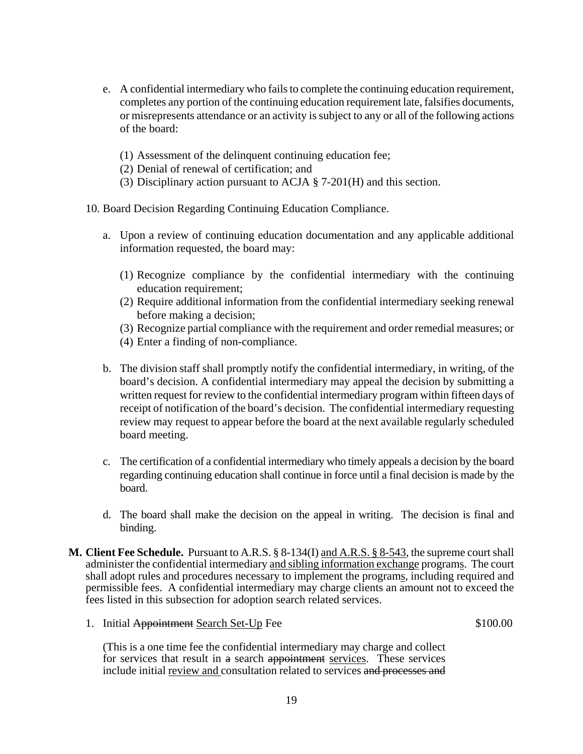e. A confidential intermediary who fails to complete the continuing education requirement, completes any portion of the continuing education requirement late, falsifies documents, or misrepresents attendance or an activity is subject to any or all of the following actions of the board:

   (1) Assessment of the delinquent continuing education fee;
   (2) Denial of renewal of certification; and
   (3) Disciplinary action pursuant to ACJA § 7-201(H) and this section.

10. Board Decision Regarding Continuing Education Compliance.

   a. Upon a review of continuing education documentation and any applicable additional information requested, the board may:

      (1) Recognize compliance by the confidential intermediary with the continuing education requirement;
      (2) Require additional information from the confidential intermediary seeking renewal before making a decision;
      (3) Recognize partial compliance with the requirement and order remedial measures; or
      (4) Enter a finding of non-compliance.

   b. The division staff shall promptly notify the confidential intermediary, in writing, of the board's decision. A confidential intermediary may appeal the decision by submitting a written request for review to the confidential intermediary program within fifteen days of receipt of notification of the board's decision. The confidential intermediary requesting review may request to appear before the board at the next available regularly scheduled board meeting.

   c. The certification of a confidential intermediary who timely appeals a decision by the board regarding continuing education shall continue in force until a final decision is made by the board.

   d. The board shall make the decision on the appeal in writing. The decision is final and binding.

**M. Client Fee Schedule.** Pursuant to A.R.S. § 8-134(I) <u>and A.R.S. § 8-543</u>, the supreme court shall administer the confidential intermediary <u>and sibling information exchange</u> program<u>s</u>. The court shall adopt rules and procedures necessary to implement the program<u>s</u>, including required and permissible fees. A confidential intermediary may charge clients an amount not to exceed the fees listed in this subsection for adoption search related services.

1. Initial ~~Appointment~~ <u>Search Set-Up</u> Fee $100.00

   (This is a one time fee the confidential intermediary may charge and collect for services that result in ~~a~~ search ~~appointment~~ <u>services</u>. These services include initial <u>review and</u> consultation related to services ~~and processes and~~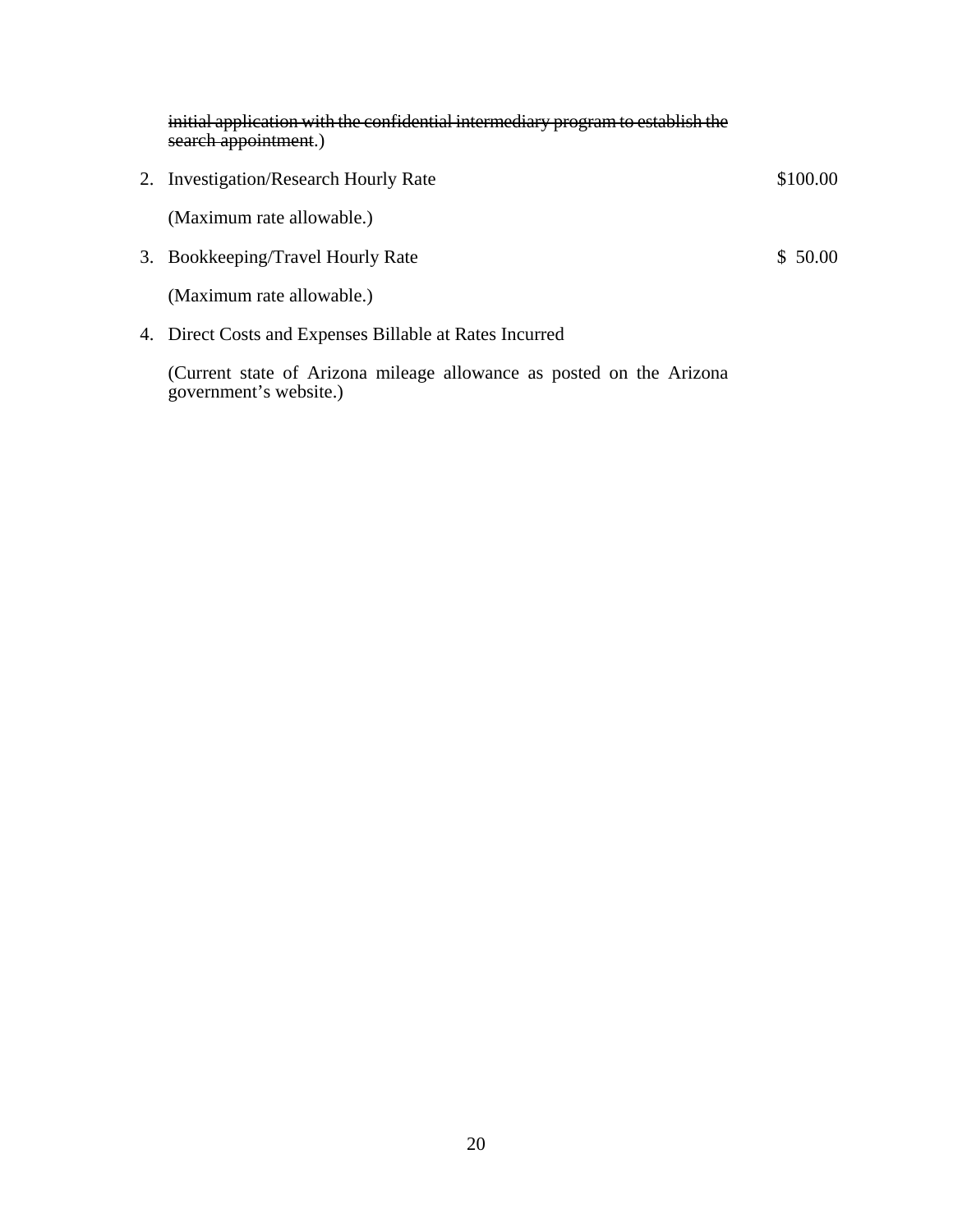~~initial application with the confidential intermediary program to establish the search appointment~~.)

2. Investigation/Research Hourly Rate $100.00

   (Maximum rate allowable.)

3. Bookkeeping/Travel Hourly Rate $ 50.00

   (Maximum rate allowable.)

4. Direct Costs and Expenses Billable at Rates Incurred

   (Current state of Arizona mileage allowance as posted on the Arizona government's website.)